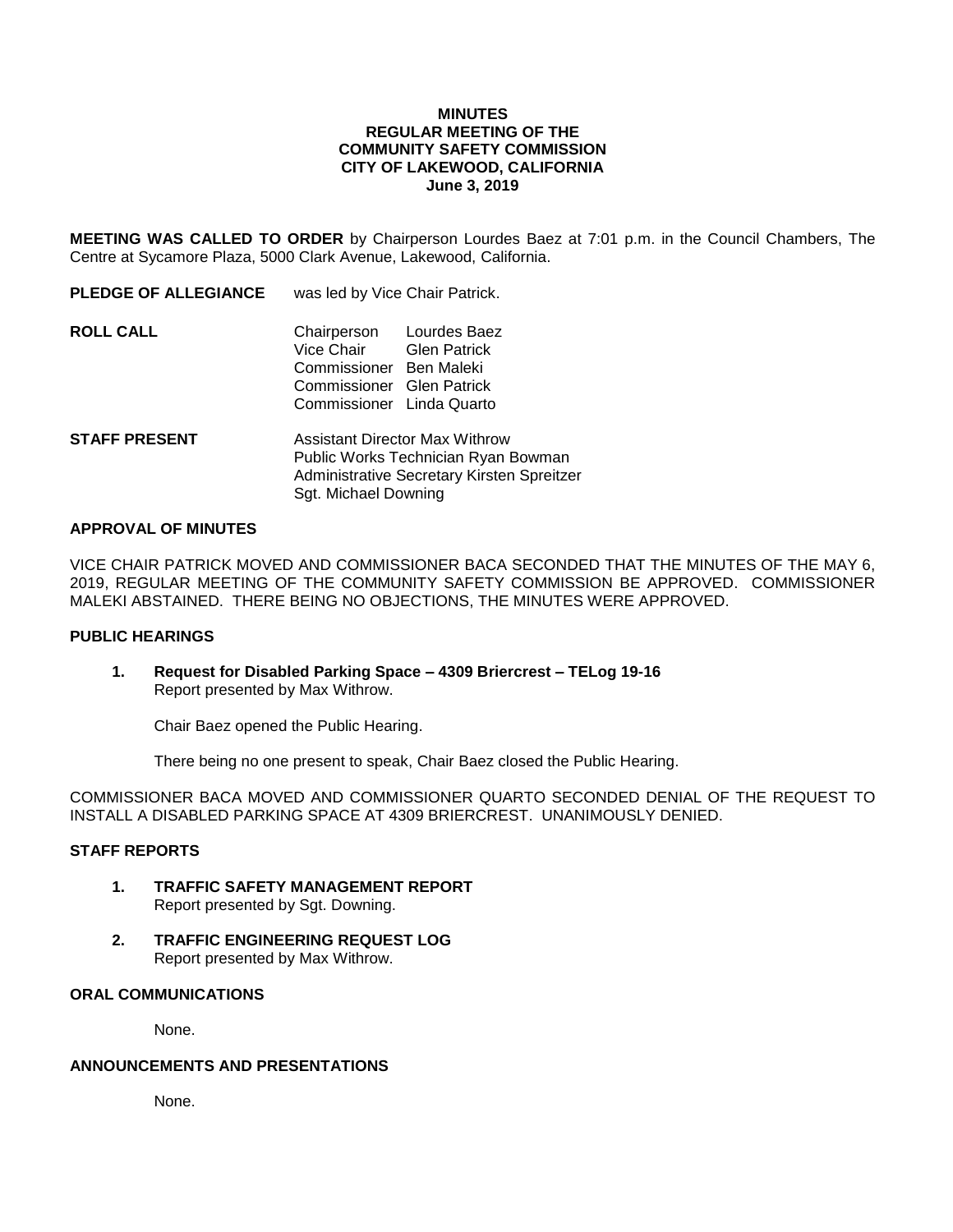**MINUTES**
**REGULAR MEETING OF THE**
**COMMUNITY SAFETY COMMISSION**
**CITY OF LAKEWOOD, CALIFORNIA**
**June 3, 2019**

**MEETING WAS CALLED TO ORDER** by Chairperson Lourdes Baez at 7:01 p.m. in the Council Chambers, The Centre at Sycamore Plaza, 5000 Clark Avenue, Lakewood, California.

**PLEDGE OF ALLEGIANCE** was led by Vice Chair Patrick.

**ROLL CALL**

| | |
|---|---|
| Chairperson | Lourdes Baez |
| Vice Chair | Glen Patrick |
| Commissioner | Ben Maleki |
| Commissioner | Glen Patrick |
| Commissioner | Linda Quarto |

**STAFF PRESENT**

Assistant Director Max Withrow
Public Works Technician Ryan Bowman
Administrative Secretary Kirsten Spreitzer
Sgt. Michael Downing

**APPROVAL OF MINUTES**

VICE CHAIR PATRICK MOVED AND COMMISSIONER BACA SECONDED THAT THE MINUTES OF THE MAY 6, 2019, REGULAR MEETING OF THE COMMUNITY SAFETY COMMISSION BE APPROVED. COMMISSIONER MALEKI ABSTAINED. THERE BEING NO OBJECTIONS, THE MINUTES WERE APPROVED.

**PUBLIC HEARINGS**

1. **Request for Disabled Parking Space – 4309 Briercrest – TELog 19-16**
   Report presented by Max Withrow.

   Chair Baez opened the Public Hearing.

   There being no one present to speak, Chair Baez closed the Public Hearing.

COMMISSIONER BACA MOVED AND COMMISSIONER QUARTO SECONDED DENIAL OF THE REQUEST TO INSTALL A DISABLED PARKING SPACE AT 4309 BRIERCREST. UNANIMOUSLY DENIED.

**STAFF REPORTS**

1. **TRAFFIC SAFETY MANAGEMENT REPORT**
   Report presented by Sgt. Downing.

2. **TRAFFIC ENGINEERING REQUEST LOG**
   Report presented by Max Withrow.

**ORAL COMMUNICATIONS**

None.

**ANNOUNCEMENTS AND PRESENTATIONS**

None.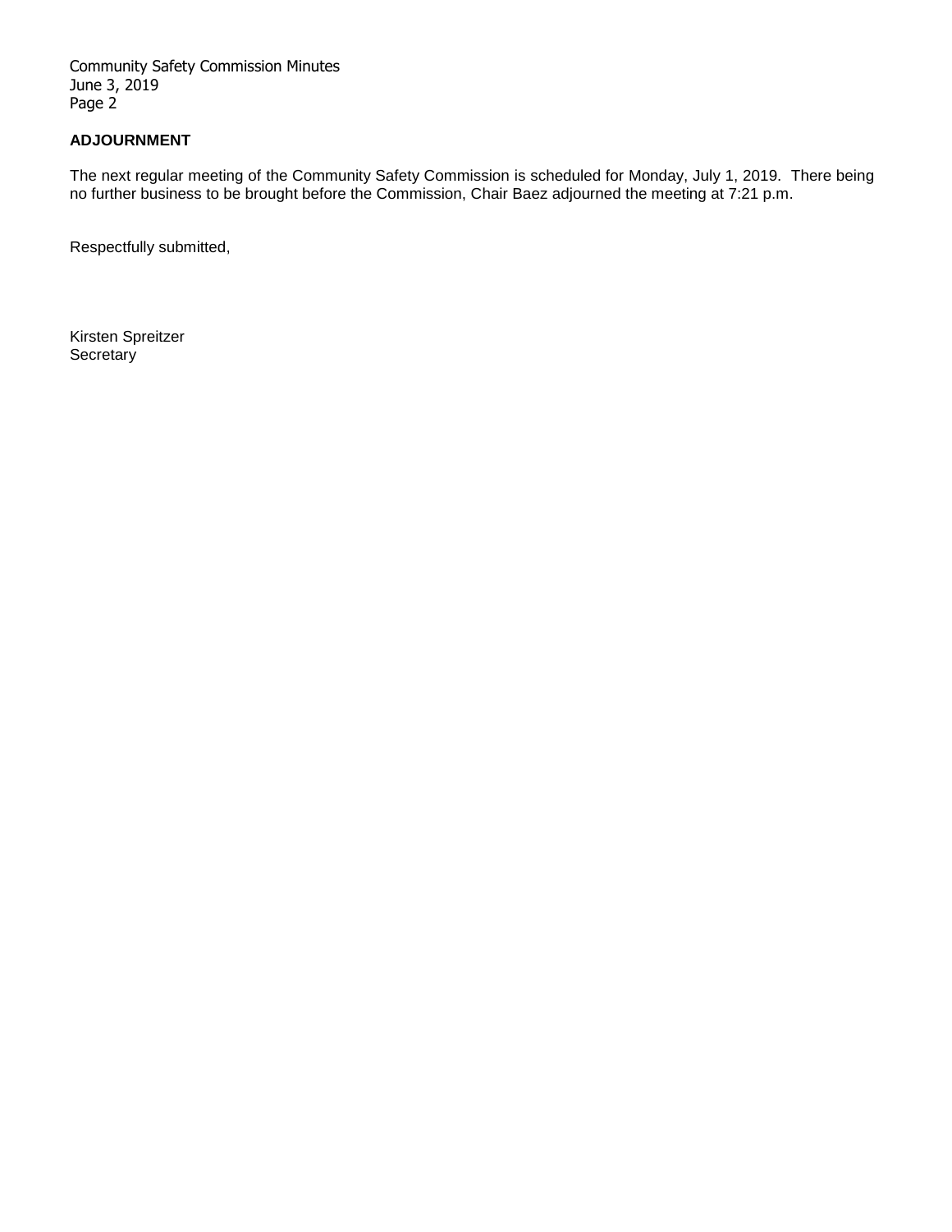**ADJOURNMENT**

The next regular meeting of the Community Safety Commission is scheduled for Monday, July 1, 2019. There being no further business to be brought before the Commission, Chair Baez adjourned the meeting at 7:21 p.m.

Respectfully submitted,

Kirsten Spreitzer
Secretary